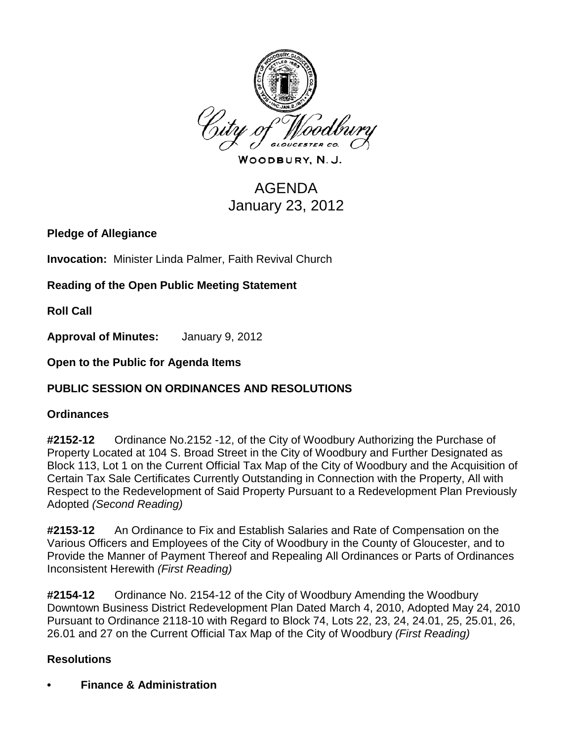City of Woodbury

WOODBURY, N. J.

# AGENDA
# January 23, 2012

**Pledge of Allegiance**

**Invocation:** Minister Linda Palmer, Faith Revival Church

**Reading of the Open Public Meeting Statement**

**Roll Call**

**Approval of Minutes:** January 9, 2012

**Open to the Public for Agenda Items**

## PUBLIC SESSION ON ORDINANCES AND RESOLUTIONS

### Ordinances

**#2152-12** Ordinance No.2152 -12, of the City of Woodbury Authorizing the Purchase of Property Located at 104 S. Broad Street in the City of Woodbury and Further Designated as Block 113, Lot 1 on the Current Official Tax Map of the City of Woodbury and the Acquisition of Certain Tax Sale Certificates Currently Outstanding in Connection with the Property, All with Respect to the Redevelopment of Said Property Pursuant to a Redevelopment Plan Previously Adopted *(Second Reading)*

**#2153-12** An Ordinance to Fix and Establish Salaries and Rate of Compensation on the Various Officers and Employees of the City of Woodbury in the County of Gloucester, and to Provide the Manner of Payment Thereof and Repealing All Ordinances or Parts of Ordinances Inconsistent Herewith *(First Reading)*

**#2154-12** Ordinance No. 2154-12 of the City of Woodbury Amending the Woodbury Downtown Business District Redevelopment Plan Dated March 4, 2010, Adopted May 24, 2010 Pursuant to Ordinance 2118-10 with Regard to Block 74, Lots 22, 23, 24, 24.01, 25, 25.01, 26, 26.01 and 27 on the Current Official Tax Map of the City of Woodbury *(First Reading)*

### Resolutions

- **Finance & Administration**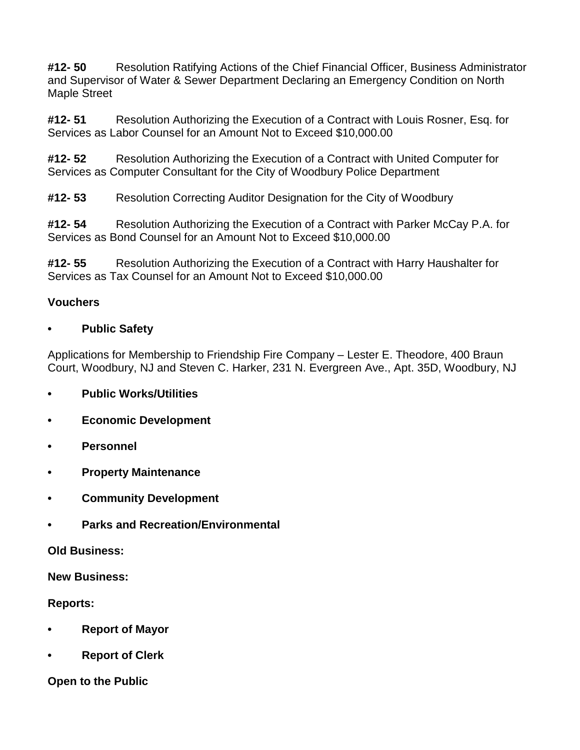**#12- 50** Resolution Ratifying Actions of the Chief Financial Officer, Business Administrator and Supervisor of Water & Sewer Department Declaring an Emergency Condition on North Maple Street

**#12- 51** Resolution Authorizing the Execution of a Contract with Louis Rosner, Esq. for Services as Labor Counsel for an Amount Not to Exceed $10,000.00

**#12- 52** Resolution Authorizing the Execution of a Contract with United Computer for Services as Computer Consultant for the City of Woodbury Police Department

**#12- 53** Resolution Correcting Auditor Designation for the City of Woodbury

**#12- 54** Resolution Authorizing the Execution of a Contract with Parker McCay P.A. for Services as Bond Counsel for an Amount Not to Exceed $10,000.00

**#12- 55** Resolution Authorizing the Execution of a Contract with Harry Haushalter for Services as Tax Counsel for an Amount Not to Exceed $10,000.00

**Vouchers**

- **Public Safety**

Applications for Membership to Friendship Fire Company – Lester E. Theodore, 400 Braun Court, Woodbury, NJ and Steven C. Harker, 231 N. Evergreen Ave., Apt. 35D, Woodbury, NJ

- **Public Works/Utilities**
- **Economic Development**
- **Personnel**
- **Property Maintenance**
- **Community Development**
- **Parks and Recreation/Environmental**

**Old Business:**

**New Business:**

**Reports:**

- **Report of Mayor**
- **Report of Clerk**

**Open to the Public**